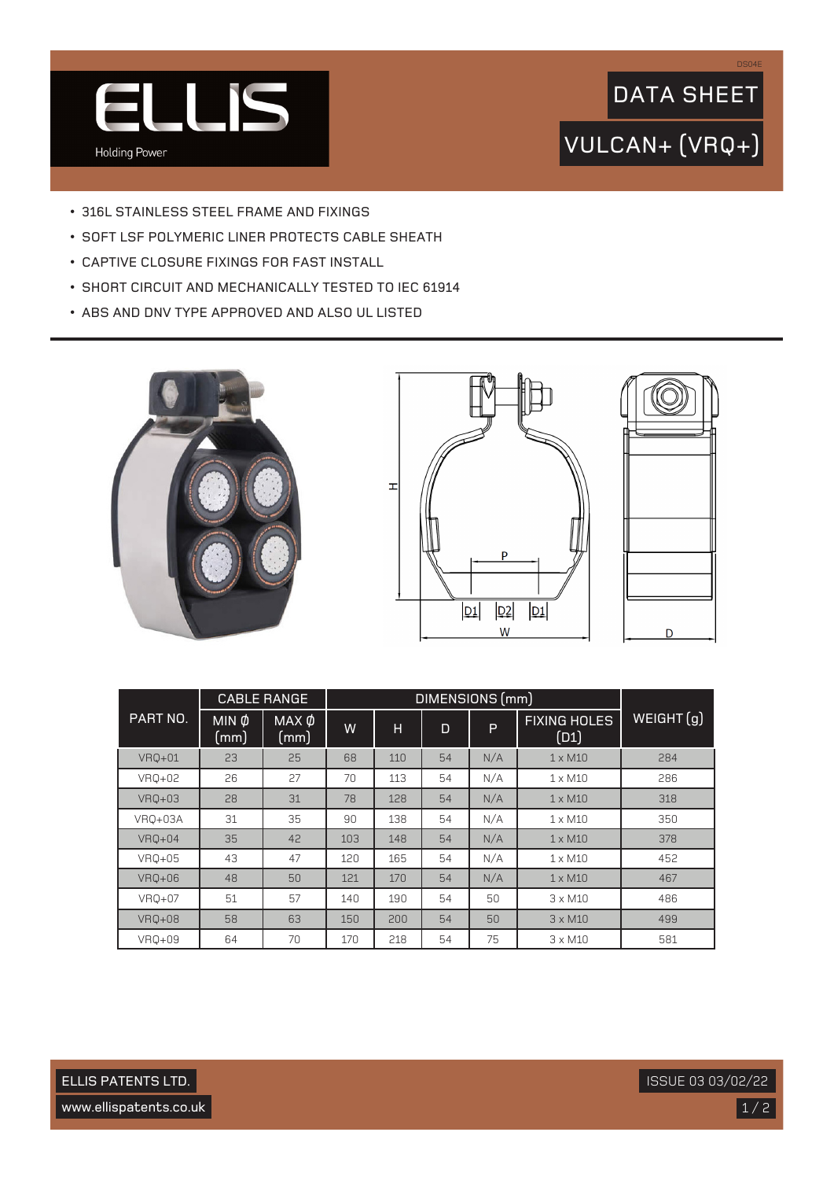# ELLIS

Holding Power

DS04E

## DATA SHEET

## VULCAN+ (VRQ+)

- 316L STAINLESS STEEL FRAME AND FIXINGS
- SOFT LSF POLYMERIC LINER PROTECTS CABLE SHEATH
- CAPTIVE CLOSURE FIXINGS FOR FAST INSTALL
- SHORT CIRCUIT AND MECHANICALLY TESTED TO IEC 61914
- ABS AND DNV TYPE APPROVED AND ALSO UL LISTED

| PART NO. | CABLE RANGE | | DIMENSIONS (mm) | | | | | WEIGHT (g) |
|---|---|---|---|---|---|---|---|---|
| | MIN Ø (mm) | MAX Ø (mm) | W | H | D | P | FIXING HOLES (D1) | |
| VRQ+01 | 23 | 25 | 68 | 110 | 54 | N/A | 1 x M10 | 284 |
| VRQ+02 | 26 | 27 | 70 | 113 | 54 | N/A | 1 x M10 | 286 |
| VRQ+03 | 28 | 31 | 78 | 128 | 54 | N/A | 1 x M10 | 318 |
| VRQ+03A | 31 | 35 | 90 | 138 | 54 | N/A | 1 x M10 | 350 |
| VRQ+04 | 35 | 42 | 103 | 148 | 54 | N/A | 1 x M10 | 378 |
| VRQ+05 | 43 | 47 | 120 | 165 | 54 | N/A | 1 x M10 | 452 |
| VRQ+06 | 48 | 50 | 121 | 170 | 54 | N/A | 1 x M10 | 467 |
| VRQ+07 | 51 | 57 | 140 | 190 | 54 | 50 | 3 x M10 | 486 |
| VRQ+08 | 58 | 63 | 150 | 200 | 54 | 50 | 3 x M10 | 499 |
| VRQ+09 | 64 | 70 | 170 | 218 | 54 | 75 | 3 x M10 | 581 |

ELLIS PATENTS LTD.

www.ellispatents.co.uk

ISSUE 03 03/02/22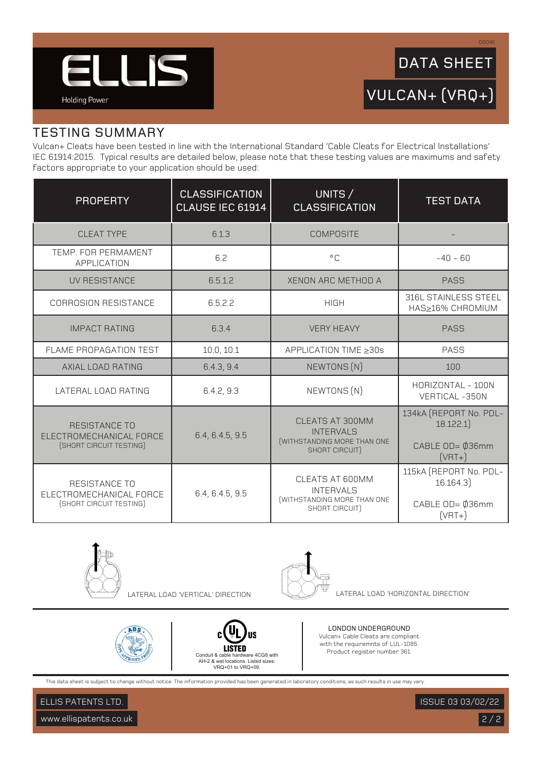ELLIS

Holding Power

DS04E

DATA SHEET

VULCAN+ (VRQ+)

## TESTING SUMMARY

Vulcan+ Cleats have been tested in line with the International Standard 'Cable Cleats for Electrical Installations' IEC 61914:2015. Typical results are detailed below, please note that these testing values are maximums and safety factors appropriate to your application should be used:

| PROPERTY | CLASSIFICATION CLAUSE IEC 61914 | UNITS / CLASSIFICATION | TEST DATA |
|---|---|---|---|
| CLEAT TYPE | 6.1.3 | COMPOSITE | - |
| TEMP. FOR PERMAMENT APPLICATION | 6.2 | °C | -40 - 60 |
| UV RESISTANCE | 6.5.1.2 | XENON ARC METHOD A | PASS |
| CORROSION RESISTANCE | 6.5.2.2 | HIGH | 316L STAINLESS STEEL HAS≥16% CHROMIUM |
| IMPACT RATING | 6.3.4 | VERY HEAVY | PASS |
| FLAME PROPAGATION TEST | 10.0, 10.1 | APPLICATION TIME ≥30s | PASS |
| AXIAL LOAD RATING | 6.4.3, 9.4 | NEWTONS (N) | 100 |
| LATERAL LOAD RATING | 6.4.2, 9.3 | NEWTONS (N) | HORIZONTAL - 100N VERTICAL -350N |
| RESISTANCE TO ELECTROMECHANICAL FORCE (SHORT CIRCUIT TESTING) | 6.4, 6.4.5, 9.5 | CLEATS AT 300MM INTERVALS (WITHSTANDING MORE THAN ONE SHORT CIRCUIT) | 134kA (REPORT No. PDL-18.122.1) CABLE OD= Ø36mm (VRT+) |
| RESISTANCE TO ELECTROMECHANICAL FORCE (SHORT CIRCUIT TESTING) | 6.4, 6.4.5, 9.5 | CLEATS AT 600MM INTERVALS (WITHSTANDING MORE THAN ONE SHORT CIRCUIT) | 115kA (REPORT No. PDL-16.164.3) CABLE OD= Ø36mm (VRT+) |

LATERAL LOAD 'VERTICAL' DIRECTION

LATERAL LOAD 'HORIZONTAL DIRECTION'

c UL us LISTED
Conduit & cable hardware 4CG8 with AH-2 & wet locations. Listed sizes: VRQ+01 to VRQ+09.

LONDON UNDERGROUND
Vulcan+ Cable Cleats are compliant with the requiremnts of LUL-1085. Product register number 361.

This data sheet is subject to change without notice. The information provided has been generated in laboratory conditions, as such results in use may vary.

ELLIS PATENTS LTD.

www.ellispatents.co.uk

ISSUE 03 03/02/22